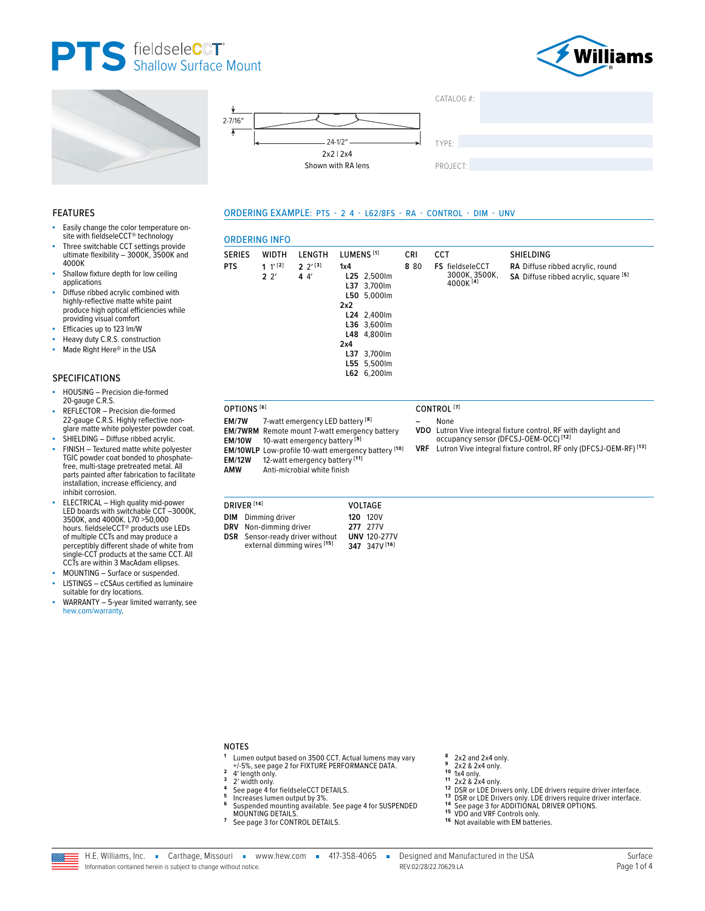# PTS fieldseleCCT®
## Shallow Surface Mount

2-7/16″

24-1/2″

2x2 | 2x4

Shown with RA lens

CATALOG #:

TYPE:

PROJECT:

## FEATURES

- Easily change the color temperature on-site with fieldseleCCT® technology
- Three switchable CCT settings provide ultimate flexibility – 3000K, 3500K and 4000K
- Shallow fixture depth for low ceiling applications
- Diffuse ribbed acrylic combined with highly-reflective matte white paint produce high optical efficiencies while providing visual comfort
- Efficacies up to 123 lm/W
- Heavy duty C.R.S. construction
- Made Right Here® in the USA

## SPECIFICATIONS

- HOUSING – Precision die-formed 20-gauge C.R.S.
- REFLECTOR – Precision die-formed 22-gauge C.R.S. Highly reflective non-glare matte white polyester powder coat.
- SHIELDING – Diffuse ribbed acrylic.
- FINISH – Textured matte white polyester TGIC powder coat bonded to phosphate-free, multi-stage pretreated metal. All parts painted after fabrication to facilitate installation, increase efficiency, and inhibit corrosion.
- ELECTRICAL – High quality mid-power LED boards with switchable CCT –3000K, 3500K, and 4000K. L70 >50,000 hours. fieldseleCCT® products use LEDs of multiple CCTs and may produce a perceptibly different shade of white from single-CCT products at the same CCT. All CCTs are within 3 MacAdam ellipses.
- MOUNTING – Surface or suspended.
- LISTINGS – cCSAus certified as luminaire suitable for dry locations.
- WARRANTY – 5-year limited warranty, see hew.com/warranty.

## ORDERING EXAMPLE: PTS - 2 4 - L62/8FS - RA - CONTROL - DIM - UNV

## ORDERING INFO

| SERIES | WIDTH | LENGTH | LUMENS [1] | CRI | CCT | SHIELDING |
|---|---|---|---|---|---|---|
| **PTS** | **1** 1′ [2] | **2** 2′ [3] | **1x4** | **8** 80 | **FS** fieldseleCCT 3000K, 3500K, 4000K [4] | **RA** Diffuse ribbed acrylic, round |
| | **2** 2′ | **4** 4′ | **L25** 2,500lm | | | **SA** Diffuse ribbed acrylic, square [5] |
| | | | **L37** 3,700lm | | | |
| | | | **L50** 5,000lm | | | |
| | | | **2x2** | | | |
| | | | **L24** 2,400lm | | | |
| | | | **L36** 3,600lm | | | |
| | | | **L48** 4,800lm | | | |
| | | | **2x4** | | | |
| | | | **L37** 3,700lm | | | |
| | | | **L55** 5,500lm | | | |
| | | | **L62** 6,200lm | | | |

### OPTIONS [6]

| | |
|---|---|
| **EM/7W** | 7-watt emergency LED battery [8] |
| **EM/7WRM** | Remote mount 7-watt emergency battery |
| **EM/10W** | 10-watt emergency battery [9] |
| **EM/10WLP** | Low-profile 10-watt emergency battery [10] |
| **EM/12W** | 12-watt emergency battery [11] |
| **AMW** | Anti-microbial white finish |

### CONTROL [7]

| | |
|---|---|
| **–** | None |
| **VDO** | Lutron Vive integral fixture control, RF with daylight and occupancy sensor (DFCSJ-OEM-OCC) [12] |
| **VRF** | Lutron Vive integral fixture control, RF only (DFCSJ-OEM-RF) [13] |

### DRIVER [14]

| | |
|---|---|
| **DIM** | Dimming driver |
| **DRV** | Non-dimming driver |
| **DSR** | Sensor-ready driver without external dimming wires [15] |

### VOLTAGE

| | |
|---|---|
| **120** | 120V |
| **277** | 277V |
| **UNV** | 120-277V |
| **347** | 347V [16] |

### NOTES

1. Lumen output based on 3500 CCT. Actual lumens may vary +/-5%, see page 2 for FIXTURE PERFORMANCE DATA.
2. 4′ length only.
3. 2′ width only.
4. See page 4 for fieldseleCCT DETAILS.
5. Increases lumen output by 3%.
6. Suspended mounting available. See page 4 for SUSPENDED MOUNTING DETAILS.
7. See page 3 for CONTROL DETAILS.
8. 2x2 and 2x4 only.
9. 2x2 & 2x4 only.
10. 1x4 only.
11. 2x2 & 2x4 only.
12. DSR or LDE Drivers only. LDE drivers require driver interface.
13. DSR or LDE Drivers only. LDE drivers require driver interface.
14. See page 3 for ADDITIONAL DRIVER OPTIONS.
15. VDO and VRF Controls only.
16. Not available with EM batteries.

H.E. Williams, Inc. ▪ Carthage, Missouri ▪ www.hew.com ▪ 417-358-4065 ▪ Designed and Manufactured in the USA

Information contained herein is subject to change without notice. REV.02/28/22.70629.LA

Surface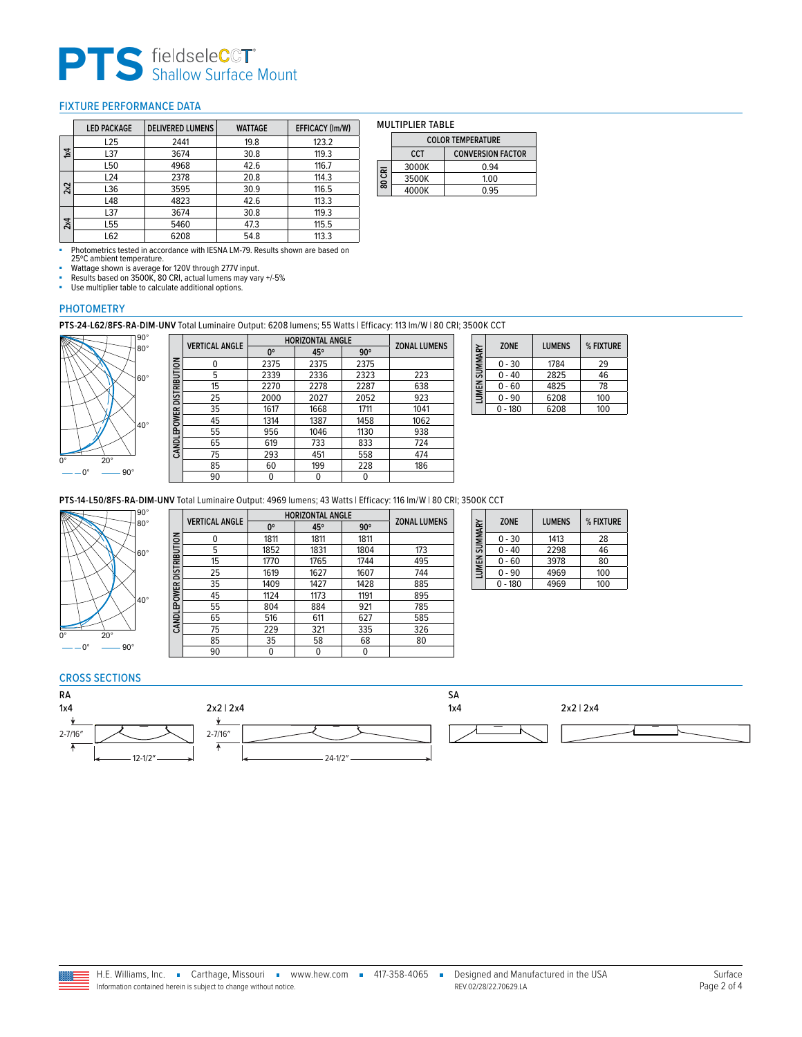# PTS fieldseleCCT® Shallow Surface Mount

## FIXTURE PERFORMANCE DATA

| | LED PACKAGE | DELIVERED LUMENS | WATTAGE | EFFICACY (lm/W) |
|---|---|---|---|---|
| 1x4 | L25 | 2441 | 19.8 | 123.2 |
| | L37 | 3674 | 30.8 | 119.3 |
| | L50 | 4968 | 42.6 | 116.7 |
| 2x2 | L24 | 2378 | 20.8 | 114.3 |
| | L36 | 3595 | 30.9 | 116.5 |
| | L48 | 4823 | 42.6 | 113.3 |
| 2x4 | L37 | 3674 | 30.8 | 119.3 |
| | L55 | 5460 | 47.3 | 115.5 |
| | L62 | 6208 | 54.8 | 113.3 |

- Photometrics tested in accordance with IESNA LM-79. Results shown are based on 25°C ambient temperature.
- Wattage shown is average for 120V through 277V input.
- Results based on 3500K, 80 CRI, actual lumens may vary +/-5%
- Use multiplier table to calculate additional options.

### MULTIPLIER TABLE

| | COLOR TEMPERATURE | |
|---|---|---|
| | CCT | CONVERSION FACTOR |
| 80 CRI | 3000K | 0.94 |
| | 3500K | 1.00 |
| | 4000K | 0.95 |

## PHOTOMETRY

**PTS-24-L62/8FS-RA-DIM-UNV** Total Luminaire Output: 6208 lumens; 55 Watts | Efficacy: 113 lm/W | 80 CRI; 3500K CCT

CANDLEPOWER DISTRIBUTION

| VERTICAL ANGLE | HORIZONTAL ANGLE | | | ZONAL LUMENS |
|---|---|---|---|---|
| | 0° | 45° | 90° | |
| 0 | 2375 | 2375 | 2375 | |
| 5 | 2339 | 2336 | 2323 | 223 |
| 15 | 2270 | 2278 | 2287 | 638 |
| 25 | 2000 | 2027 | 2052 | 923 |
| 35 | 1617 | 1668 | 1711 | 1041 |
| 45 | 1314 | 1387 | 1458 | 1062 |
| 55 | 956 | 1046 | 1130 | 938 |
| 65 | 619 | 733 | 833 | 724 |
| 75 | 293 | 451 | 558 | 474 |
| 85 | 60 | 199 | 228 | 186 |
| 90 | 0 | 0 | 0 | |

LUMEN SUMMARY

| ZONE | LUMENS | % FIXTURE |
|---|---|---|
| 0 - 30 | 1784 | 29 |
| 0 - 40 | 2825 | 46 |
| 0 - 60 | 4825 | 78 |
| 0 - 90 | 6208 | 100 |
| 0 - 180 | 6208 | 100 |

**PTS-14-L50/8FS-RA-DIM-UNV** Total Luminaire Output: 4969 lumens; 43 Watts | Efficacy: 116 lm/W | 80 CRI; 3500K CCT

CANDLEPOWER DISTRIBUTION

| VERTICAL ANGLE | HORIZONTAL ANGLE | | | ZONAL LUMENS |
|---|---|---|---|---|
| | 0° | 45° | 90° | |
| 0 | 1811 | 1811 | 1811 | |
| 5 | 1852 | 1831 | 1804 | 173 |
| 15 | 1770 | 1765 | 1744 | 495 |
| 25 | 1619 | 1627 | 1607 | 744 |
| 35 | 1409 | 1427 | 1428 | 885 |
| 45 | 1124 | 1173 | 1191 | 895 |
| 55 | 804 | 884 | 921 | 785 |
| 65 | 516 | 611 | 627 | 585 |
| 75 | 229 | 321 | 335 | 326 |
| 85 | 35 | 58 | 68 | 80 |
| 90 | 0 | 0 | 0 | |

LUMEN SUMMARY

| ZONE | LUMENS | % FIXTURE |
|---|---|---|
| 0 - 30 | 1413 | 28 |
| 0 - 40 | 2298 | 46 |
| 0 - 60 | 3978 | 80 |
| 0 - 90 | 4969 | 100 |
| 0 - 180 | 4969 | 100 |

## CROSS SECTIONS

RA

1x4: 2-7/16″, 12-1/2″

2x2 | 2x4: 2-7/16″, 24-1/2″

SA

1x4

2x2 | 2x4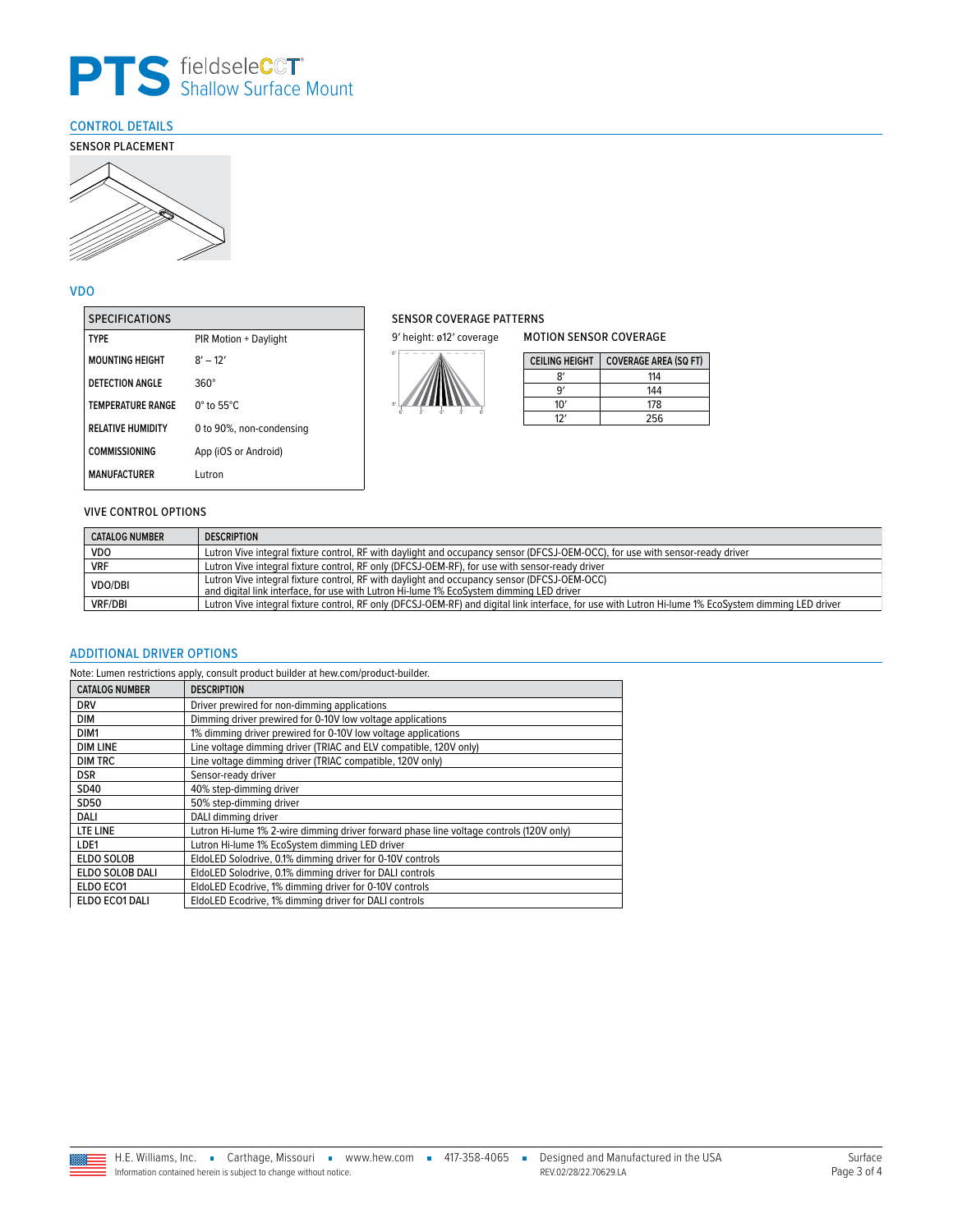# PTS fieldseleCCT® Shallow Surface Mount

## CONTROL DETAILS

### SENSOR PLACEMENT

## VDO

| SPECIFICATIONS | |
|---|---|
| TYPE | PIR Motion + Daylight |
| MOUNTING HEIGHT | 8′ – 12′ |
| DETECTION ANGLE | 360° |
| TEMPERATURE RANGE | 0° to 55°C |
| RELATIVE HUMIDITY | 0 to 90%, non-condensing |
| COMMISSIONING | App (iOS or Android) |
| MANUFACTURER | Lutron |

### SENSOR COVERAGE PATTERNS

9′ height: ø12′ coverage

### MOTION SENSOR COVERAGE

| CEILING HEIGHT | COVERAGE AREA (SQ FT) |
|---|---|
| 8′ | 114 |
| 9′ | 144 |
| 10′ | 178 |
| 12′ | 256 |

### VIVE CONTROL OPTIONS

| CATALOG NUMBER | DESCRIPTION |
|---|---|
| VDO | Lutron Vive integral fixture control, RF with daylight and occupancy sensor (DFCSJ-OEM-OCC), for use with sensor-ready driver |
| VRF | Lutron Vive integral fixture control, RF only (DFCSJ-OEM-RF), for use with sensor-ready driver |
| VDO/DBI | Lutron Vive integral fixture control, RF with daylight and occupancy sensor (DFCSJ-OEM-OCC) and digital link interface, for use with Lutron Hi-lume 1% EcoSystem dimming LED driver |
| VRF/DBI | Lutron Vive integral fixture control, RF only (DFCSJ-OEM-RF) and digital link interface, for use with Lutron Hi-lume 1% EcoSystem dimming LED driver |

## ADDITIONAL DRIVER OPTIONS

Note: Lumen restrictions apply, consult product builder at hew.com/product-builder.

| CATALOG NUMBER | DESCRIPTION |
|---|---|
| DRV | Driver prewired for non-dimming applications |
| DIM | Dimming driver prewired for 0-10V low voltage applications |
| DIM1 | 1% dimming driver prewired for 0-10V low voltage applications |
| DIM LINE | Line voltage dimming driver (TRIAC and ELV compatible, 120V only) |
| DIM TRC | Line voltage dimming driver (TRIAC compatible, 120V only) |
| DSR | Sensor-ready driver |
| SD40 | 40% step-dimming driver |
| SD50 | 50% step-dimming driver |
| DALI | DALI dimming driver |
| LTE LINE | Lutron Hi-lume 1% 2-wire dimming driver forward phase line voltage controls (120V only) |
| LDE1 | Lutron Hi-lume 1% EcoSystem dimming LED driver |
| ELDO SOLOB | EldoLED Solodrive, 0.1% dimming driver for 0-10V controls |
| ELDO SOLOB DALI | EldoLED Solodrive, 0.1% dimming driver for DALI controls |
| ELDO ECO1 | EldoLED Ecodrive, 1% dimming driver for 0-10V controls |
| ELDO ECO1 DALI | EldoLED Ecodrive, 1% dimming driver for DALI controls |

H.E. Williams, Inc. ▪ Carthage, Missouri ▪ www.hew.com ▪ 417-358-4065 ▪ Designed and Manufactured in the USA

Information contained herein is subject to change without notice. REV.02/28/22.70629.LA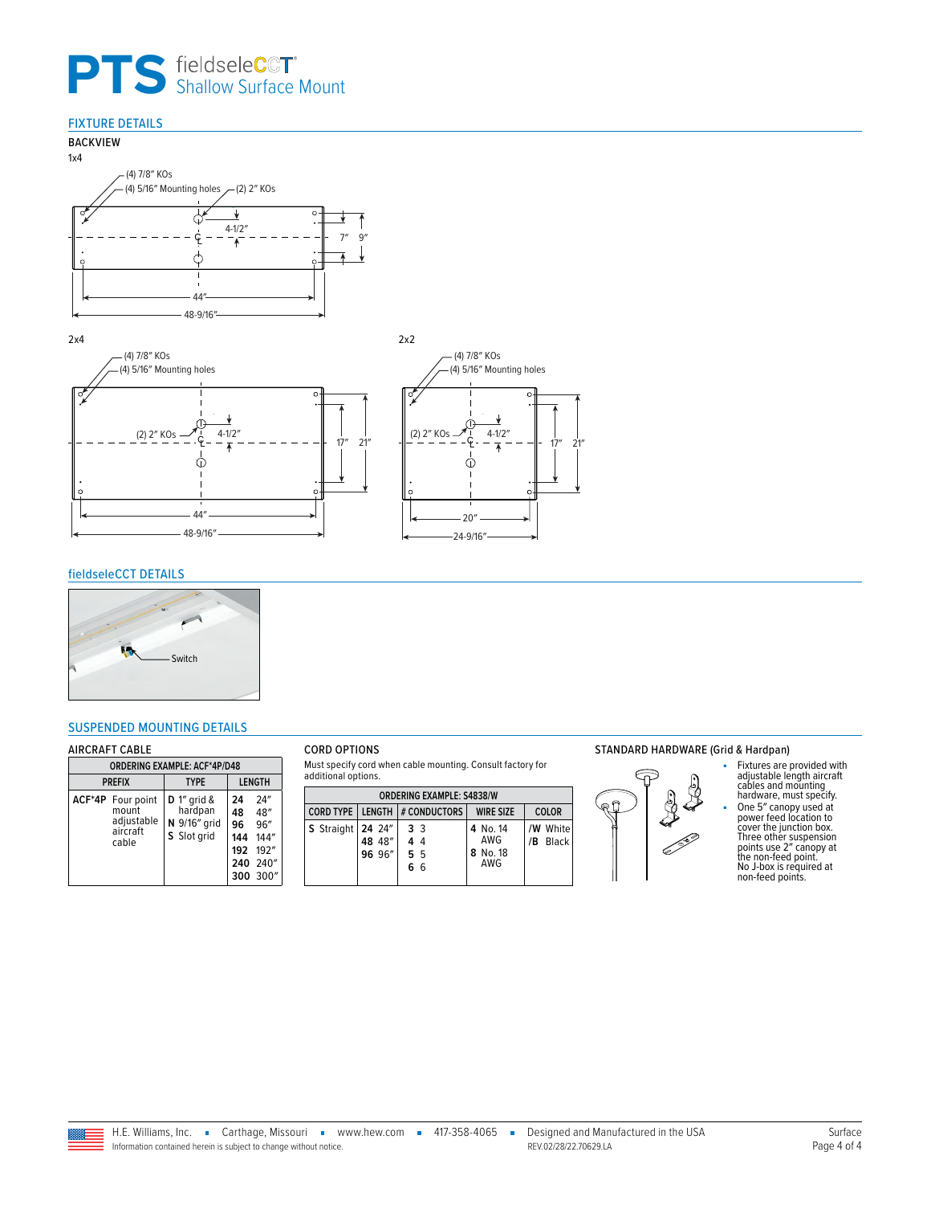# PTS fieldseleCCT® Shallow Surface Mount

## FIXTURE DETAILS

### BACKVIEW

1x4

(4) 7/8" KOs
(4) 5/16" Mounting holes
(2) 2" KOs
4-1/2"
7"
9"
44"
48-9/16"

2x4

(4) 7/8" KOs
(4) 5/16" Mounting holes
(2) 2" KOs
4-1/2"
17"
21"
44"
48-9/16"

2x2

(4) 7/8" KOs
(4) 5/16" Mounting holes
(2) 2" KOs
4-1/2"
17"
21"
20"
24-9/16"

## fieldseleCCT DETAILS

Switch

## SUSPENDED MOUNTING DETAILS

### AIRCRAFT CABLE

| ORDERING EXAMPLE: ACF*4P/D48 | | |
|---|---|---|
| PREFIX | TYPE | LENGTH |
| **ACF*4P** Four point mount adjustable aircraft cable | **D** 1" grid & hardpan<br>**N** 9/16" grid<br>**S** Slot grid | **24** 24"<br>**48** 48"<br>**96** 96"<br>**144** 144"<br>**192** 192"<br>**240** 240"<br>**300** 300" |

### CORD OPTIONS

Must specify cord when cable mounting. Consult factory for additional options.

| ORDERING EXAMPLE: S4838/W | | | | |
|---|---|---|---|---|
| CORD TYPE | LENGTH | # CONDUCTORS | WIRE SIZE | COLOR |
| **S** Straight | **24** 24"<br>**48** 48"<br>**96** 96" | **3** 3<br>**4** 4<br>**5** 5<br>**6** 6 | **4** No. 14 AWG<br>**8** No. 18 AWG | **/W** White<br>**/B** Black |

### STANDARD HARDWARE (Grid & Hardpan)

- Fixtures are provided with adjustable length aircraft cables and mounting hardware, must specify.
- One 5" canopy used at power feed location to cover the junction box. Three other suspension points use 2" canopy at the non-feed point. No J-box is required at non-feed points.